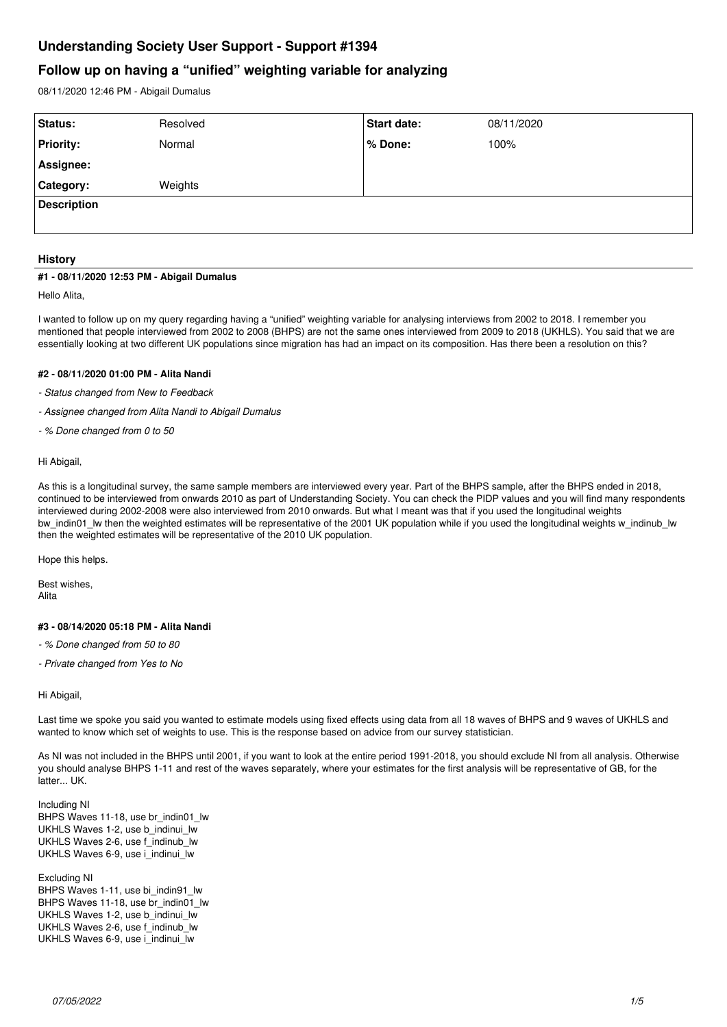# Understanding Society User Support - Support #1394

## Follow up on having a "unified" weighting variable for analyzing

08/11/2020 12:46 PM - Abigail Dumalus

| | | | |
|---|---|---|---|
| **Status:** | Resolved | **Start date:** | 08/11/2020 |
| **Priority:** | Normal | **% Done:** | 100% |
| **Assignee:** | | | |
| **Category:** | Weights | | |
| **Description** | | | |

### History

#### #1 - 08/11/2020 12:53 PM - Abigail Dumalus

Hello Alita,

I wanted to follow up on my query regarding having a "unified" weighting variable for analysing interviews from 2002 to 2018. I remember you mentioned that people interviewed from 2002 to 2008 (BHPS) are not the same ones interviewed from 2009 to 2018 (UKHLS). You said that we are essentially looking at two different UK populations since migration has had an impact on its composition. Has there been a resolution on this?

#### #2 - 08/11/2020 01:00 PM - Alita Nandi

- *Status changed from New to Feedback*
- *Assignee changed from Alita Nandi to Abigail Dumalus*
- *% Done changed from 0 to 50*

Hi Abigail,

As this is a longitudinal survey, the same sample members are interviewed every year. Part of the BHPS sample, after the BHPS ended in 2018, continued to be interviewed from onwards 2010 as part of Understanding Society. You can check the PIDP values and you will find many respondents interviewed during 2002-2008 were also interviewed from 2010 onwards. But what I meant was that if you used the longitudinal weights bw_indin01_lw then the weighted estimates will be representative of the 2001 UK population while if you used the longitudinal weights w_indinub_lw then the weighted estimates will be representative of the 2010 UK population.

Hope this helps.

Best wishes,
Alita

#### #3 - 08/14/2020 05:18 PM - Alita Nandi

- *% Done changed from 50 to 80*
- *Private changed from Yes to No*

Hi Abigail,

Last time we spoke you said you wanted to estimate models using fixed effects using data from all 18 waves of BHPS and 9 waves of UKHLS and wanted to know which set of weights to use. This is the response based on advice from our survey statistician.

As NI was not included in the BHPS until 2001, if you want to look at the entire period 1991-2018, you should exclude NI from all analysis. Otherwise you should analyse BHPS 1-11 and rest of the waves separately, where your estimates for the first analysis will be representative of GB, for the latter... UK.

Including NI
BHPS Waves 11-18, use br_indin01_lw
UKHLS Waves 1-2, use b_indinui_lw
UKHLS Waves 2-6, use f_indinub_lw
UKHLS Waves 6-9, use i_indinui_lw

Excluding NI
BHPS Waves 1-11, use bi_indin91_lw
BHPS Waves 11-18, use br_indin01_lw
UKHLS Waves 1-2, use b_indinui_lw
UKHLS Waves 2-6, use f_indinub_lw
UKHLS Waves 6-9, use i_indinui_lw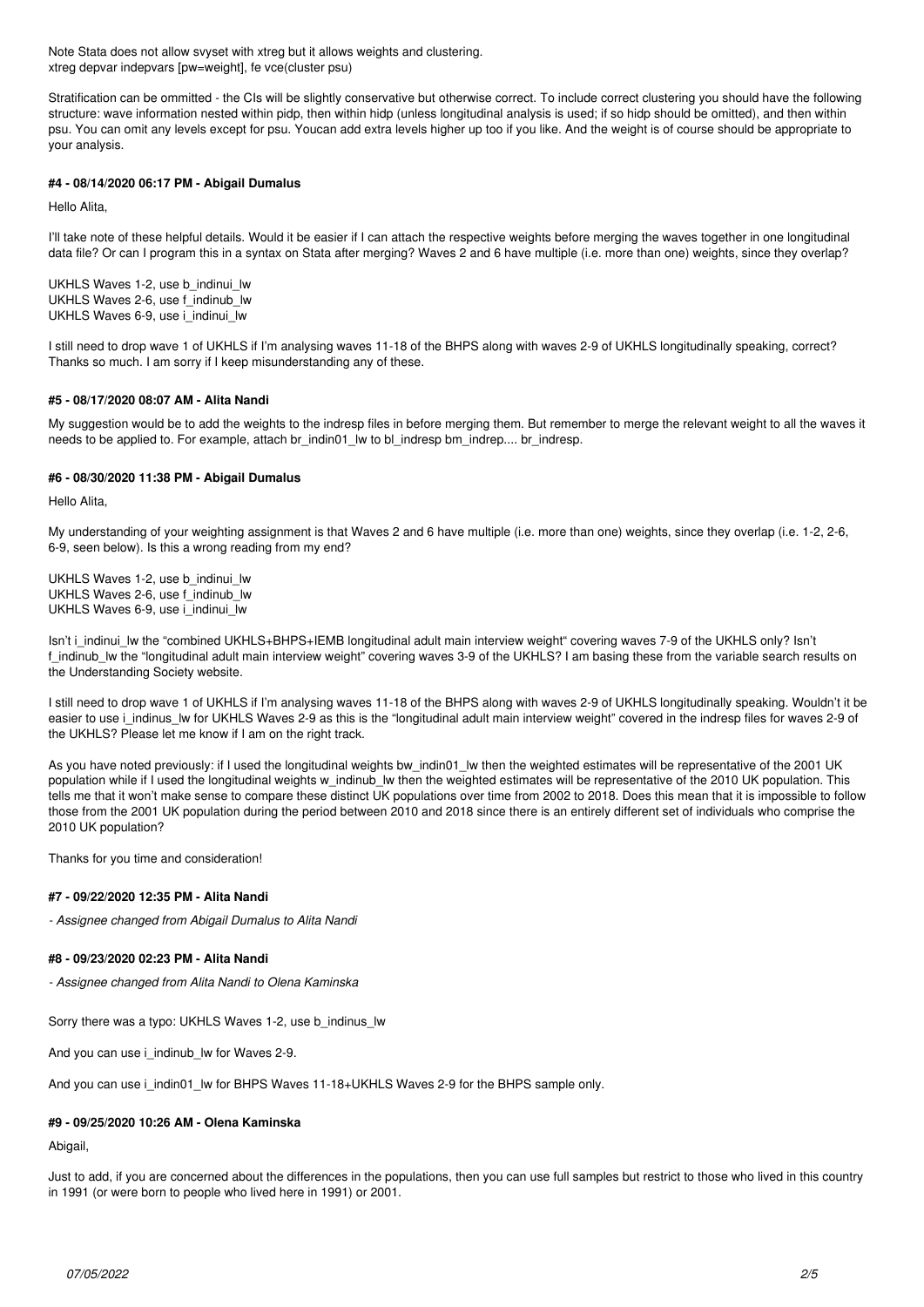Note Stata does not allow svyset with xtreg but it allows weights and clustering.
xtreg depvar indepvars [pw=weight], fe vce(cluster psu)

Stratification can be ommitted - the CIs will be slightly conservative but otherwise correct. To include correct clustering you should have the following structure: wave information nested within pidp, then within hidp (unless longitudinal analysis is used; if so hidp should be omitted), and then within psu. You can omit any levels except for psu. Youcan add extra levels higher up too if you like. And the weight is of course should be appropriate to your analysis.

#### #4 - 08/14/2020 06:17 PM - Abigail Dumalus

Hello Alita,

I'll take note of these helpful details. Would it be easier if I can attach the respective weights before merging the waves together in one longitudinal data file? Or can I program this in a syntax on Stata after merging? Waves 2 and 6 have multiple (i.e. more than one) weights, since they overlap?

UKHLS Waves 1-2, use b_indinui_lw
UKHLS Waves 2-6, use f_indinub_lw
UKHLS Waves 6-9, use i_indinui_lw

I still need to drop wave 1 of UKHLS if I'm analysing waves 11-18 of the BHPS along with waves 2-9 of UKHLS longitudinally speaking, correct? Thanks so much. I am sorry if I keep misunderstanding any of these.

#### #5 - 08/17/2020 08:07 AM - Alita Nandi

My suggestion would be to add the weights to the indresp files in before merging them. But remember to merge the relevant weight to all the waves it needs to be applied to. For example, attach br_indin01_lw to bl_indresp bm_indrep.... br_indresp.

#### #6 - 08/30/2020 11:38 PM - Abigail Dumalus

Hello Alita,

My understanding of your weighting assignment is that Waves 2 and 6 have multiple (i.e. more than one) weights, since they overlap (i.e. 1-2, 2-6, 6-9, seen below). Is this a wrong reading from my end?

UKHLS Waves 1-2, use b_indinui_lw
UKHLS Waves 2-6, use f_indinub_lw
UKHLS Waves 6-9, use i_indinui_lw

Isn't i_indinui_lw the "combined UKHLS+BHPS+IEMB longitudinal adult main interview weight" covering waves 7-9 of the UKHLS only? Isn't f_indinub_lw the "longitudinal adult main interview weight" covering waves 3-9 of the UKHLS? I am basing these from the variable search results on the Understanding Society website.

I still need to drop wave 1 of UKHLS if I'm analysing waves 11-18 of the BHPS along with waves 2-9 of UKHLS longitudinally speaking. Wouldn't it be easier to use i_indinus_lw for UKHLS Waves 2-9 as this is the "longitudinal adult main interview weight" covered in the indresp files for waves 2-9 of the UKHLS? Please let me know if I am on the right track.

As you have noted previously: if I used the longitudinal weights bw_indin01_lw then the weighted estimates will be representative of the 2001 UK population while if I used the longitudinal weights w_indinub_lw then the weighted estimates will be representative of the 2010 UK population. This tells me that it won't make sense to compare these distinct UK populations over time from 2002 to 2018. Does this mean that it is impossible to follow those from the 2001 UK population during the period between 2010 and 2018 since there is an entirely different set of individuals who comprise the 2010 UK population?

Thanks for you time and consideration!

#### #7 - 09/22/2020 12:35 PM - Alita Nandi

*- Assignee changed from Abigail Dumalus to Alita Nandi*

#### #8 - 09/23/2020 02:23 PM - Alita Nandi

*- Assignee changed from Alita Nandi to Olena Kaminska*

Sorry there was a typo: UKHLS Waves 1-2, use b_indinus_lw

And you can use i_indinub_lw for Waves 2-9.

And you can use i_indin01_lw for BHPS Waves 11-18+UKHLS Waves 2-9 for the BHPS sample only.

#### #9 - 09/25/2020 10:26 AM - Olena Kaminska

Abigail,

Just to add, if you are concerned about the differences in the populations, then you can use full samples but restrict to those who lived in this country in 1991 (or were born to people who lived here in 1991) or 2001.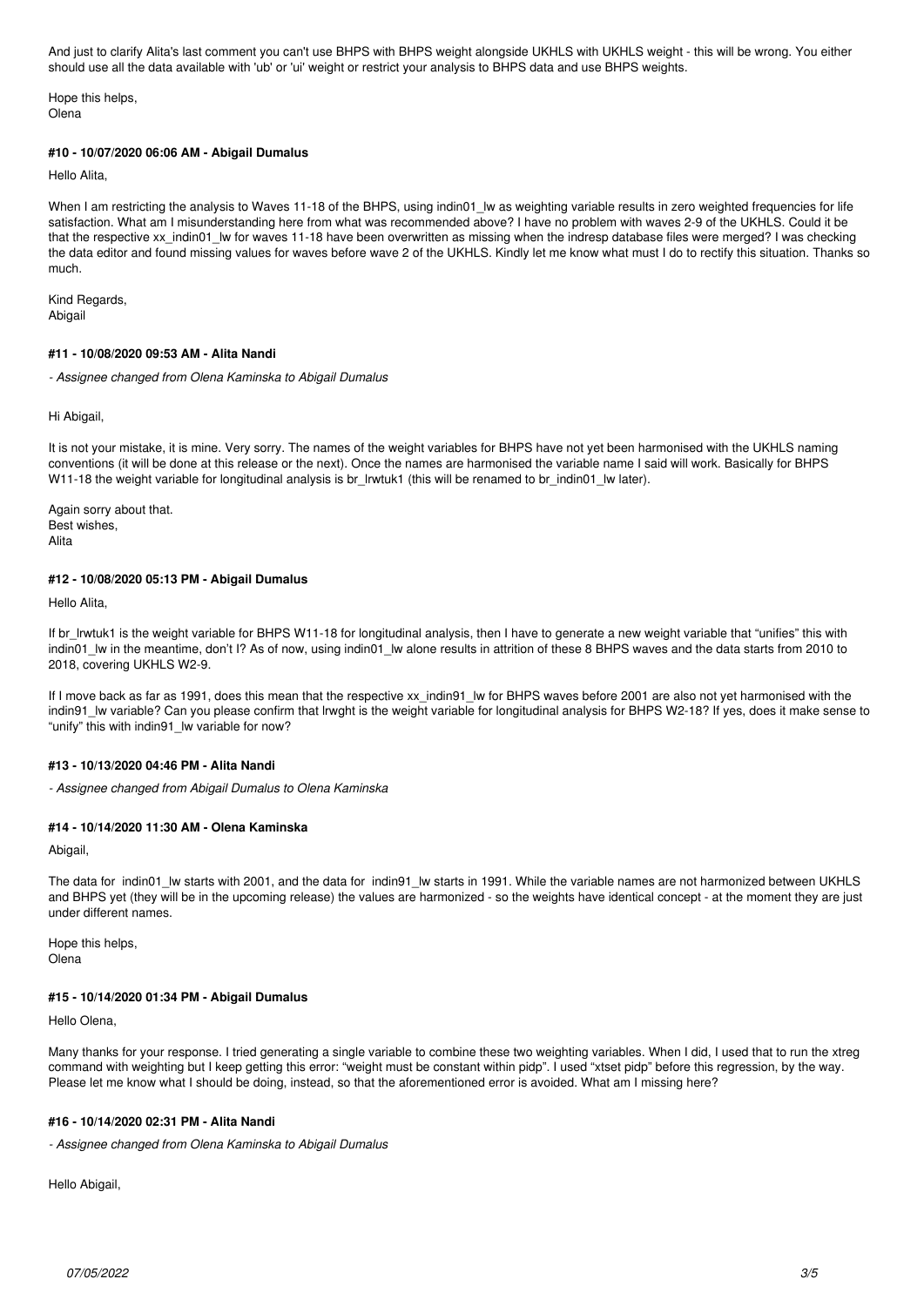And just to clarify Alita's last comment you can't use BHPS with BHPS weight alongside UKHLS with UKHLS weight - this will be wrong. You either should use all the data available with 'ub' or 'ui' weight or restrict your analysis to BHPS data and use BHPS weights.

Hope this helps,
Olena

#### #10 - 10/07/2020 06:06 AM - Abigail Dumalus

Hello Alita,

When I am restricting the analysis to Waves 11-18 of the BHPS, using indin01_lw as weighting variable results in zero weighted frequencies for life satisfaction. What am I misunderstanding here from what was recommended above? I have no problem with waves 2-9 of the UKHLS. Could it be that the respective xx_indin01_lw for waves 11-18 have been overwritten as missing when the indresp database files were merged? I was checking the data editor and found missing values for waves before wave 2 of the UKHLS. Kindly let me know what must I do to rectify this situation. Thanks so much.

Kind Regards,
Abigail

#### #11 - 10/08/2020 09:53 AM - Alita Nandi

*- Assignee changed from Olena Kaminska to Abigail Dumalus*

Hi Abigail,

It is not your mistake, it is mine. Very sorry. The names of the weight variables for BHPS have not yet been harmonised with the UKHLS naming conventions (it will be done at this release or the next). Once the names are harmonised the variable name I said will work. Basically for BHPS W11-18 the weight variable for longitudinal analysis is br_lrwtuk1 (this will be renamed to br_indin01_lw later).

Again sorry about that.
Best wishes,
Alita

#### #12 - 10/08/2020 05:13 PM - Abigail Dumalus

Hello Alita,

If br_lrwtuk1 is the weight variable for BHPS W11-18 for longitudinal analysis, then I have to generate a new weight variable that "unifies" this with indin01_lw in the meantime, don't I? As of now, using indin01_lw alone results in attrition of these 8 BHPS waves and the data starts from 2010 to 2018, covering UKHLS W2-9.

If I move back as far as 1991, does this mean that the respective xx_indin91_lw for BHPS waves before 2001 are also not yet harmonised with the indin91_lw variable? Can you please confirm that lrwght is the weight variable for longitudinal analysis for BHPS W2-18? If yes, does it make sense to "unify" this with indin91_lw variable for now?

#### #13 - 10/13/2020 04:46 PM - Alita Nandi

*- Assignee changed from Abigail Dumalus to Olena Kaminska*

#### #14 - 10/14/2020 11:30 AM - Olena Kaminska

Abigail,

The data for indin01_lw starts with 2001, and the data for indin91_lw starts in 1991. While the variable names are not harmonized between UKHLS and BHPS yet (they will be in the upcoming release) the values are harmonized - so the weights have identical concept - at the moment they are just under different names.

Hope this helps,
Olena

#### #15 - 10/14/2020 01:34 PM - Abigail Dumalus

Hello Olena,

Many thanks for your response. I tried generating a single variable to combine these two weighting variables. When I did, I used that to run the xtreg command with weighting but I keep getting this error: "weight must be constant within pidp". I used "xtset pidp" before this regression, by the way. Please let me know what I should be doing, instead, so that the aforementioned error is avoided. What am I missing here?

#### #16 - 10/14/2020 02:31 PM - Alita Nandi

*- Assignee changed from Olena Kaminska to Abigail Dumalus*

Hello Abigail,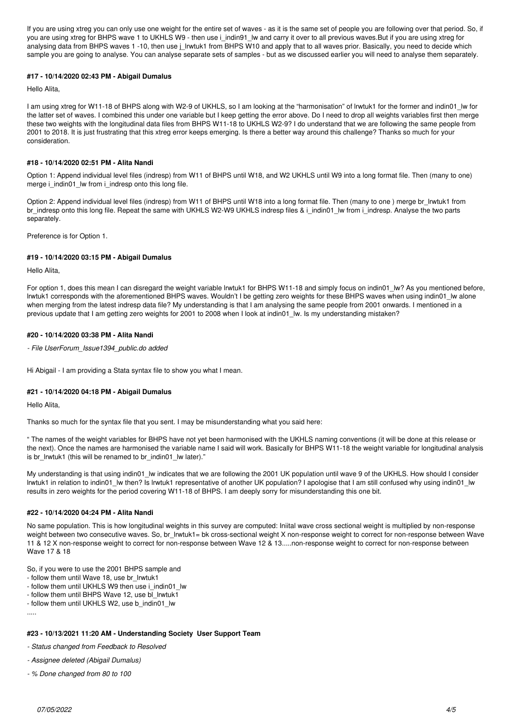If you are using xtreg you can only use one weight for the entire set of waves - as it is the same set of people you are following over that period. So, if you are using xtreg for BHPS wave 1 to UKHLS W9 - then use i_indin91_lw and carry it over to all previous waves.But if you are using xtreg for analysing data from BHPS waves 1 -10, then use j_lrwtuk1 from BHPS W10 and apply that to all waves prior. Basically, you need to decide which sample you are going to analyse. You can analyse separate sets of samples - but as we discussed earlier you will need to analyse them separately.

#### #17 - 10/14/2020 02:43 PM - Abigail Dumalus

Hello Alita,

I am using xtreg for W11-18 of BHPS along with W2-9 of UKHLS, so I am looking at the "harmonisation" of lrwtuk1 for the former and indin01_lw for the latter set of waves. I combined this under one variable but I keep getting the error above. Do I need to drop all weights variables first then merge these two weights with the longitudinal data files from BHPS W11-18 to UKHLS W2-9? I do understand that we are following the same people from 2001 to 2018. It is just frustrating that this xtreg error keeps emerging. Is there a better way around this challenge? Thanks so much for your consideration.

#### #18 - 10/14/2020 02:51 PM - Alita Nandi

Option 1: Append individual level files (indresp) from W11 of BHPS until W18, and W2 UKHLS until W9 into a long format file. Then (many to one) merge i_indin01_lw from i_indresp onto this long file.

Option 2: Append individual level files (indresp) from W11 of BHPS until W18 into a long format file. Then (many to one ) merge br_lrwtuk1 from br_indresp onto this long file. Repeat the same with UKHLS W2-W9 UKHLS indresp files & i_indin01_lw from i_indresp. Analyse the two parts separately.

Preference is for Option 1.

#### #19 - 10/14/2020 03:15 PM - Abigail Dumalus

Hello Alita,

For option 1, does this mean I can disregard the weight variable lrwtuk1 for BHPS W11-18 and simply focus on indin01_lw? As you mentioned before, lrwtuk1 corresponds with the aforementioned BHPS waves. Wouldn't I be getting zero weights for these BHPS waves when using indin01_lw alone when merging from the latest indresp data file? My understanding is that I am analysing the same people from 2001 onwards. I mentioned in a previous update that I am getting zero weights for 2001 to 2008 when I look at indin01_lw. Is my understanding mistaken?

#### #20 - 10/14/2020 03:38 PM - Alita Nandi

*- File UserForum_Issue1394_public.do added*

Hi Abigail - I am providing a Stata syntax file to show you what I mean.

#### #21 - 10/14/2020 04:18 PM - Abigail Dumalus

Hello Alita,

Thanks so much for the syntax file that you sent. I may be misunderstanding what you said here:

" The names of the weight variables for BHPS have not yet been harmonised with the UKHLS naming conventions (it will be done at this release or the next). Once the names are harmonised the variable name I said will work. Basically for BHPS W11-18 the weight variable for longitudinal analysis is br_lrwtuk1 (this will be renamed to br_indin01_lw later)."

My understanding is that using indin01_lw indicates that we are following the 2001 UK population until wave 9 of the UKHLS. How should I consider lrwtuk1 in relation to indin01_lw then? Is lrwtuk1 representative of another UK population? I apologise that I am still confused why using indin01_lw results in zero weights for the period covering W11-18 of BHPS. I am deeply sorry for misunderstanding this one bit.

#### #22 - 10/14/2020 04:24 PM - Alita Nandi

No same population. This is how longitudinal weights in this survey are computed: Iniital wave cross sectional weight is multiplied by non-response weight between two consecutive waves. So, br_lrwtuk1= bk cross-sectional weight X non-response weight to correct for non-response between Wave 11 & 12 X non-response weight to correct for non-response between Wave 12 & 13.....non-response weight to correct for non-response between Wave 17 & 18

So, if you were to use the 2001 BHPS sample and
- follow them until Wave 18, use br_lrwtuk1
- follow them until UKHLS W9 then use i_indin01_lw
- follow them until BHPS Wave 12, use bl_lrwtuk1
- follow them until UKHLS W2, use b_indin01_lw

.....

#### #23 - 10/13/2021 11:20 AM - Understanding Society User Support Team

*- Status changed from Feedback to Resolved*

*- Assignee deleted (Abigail Dumalus)*

*- % Done changed from 80 to 100*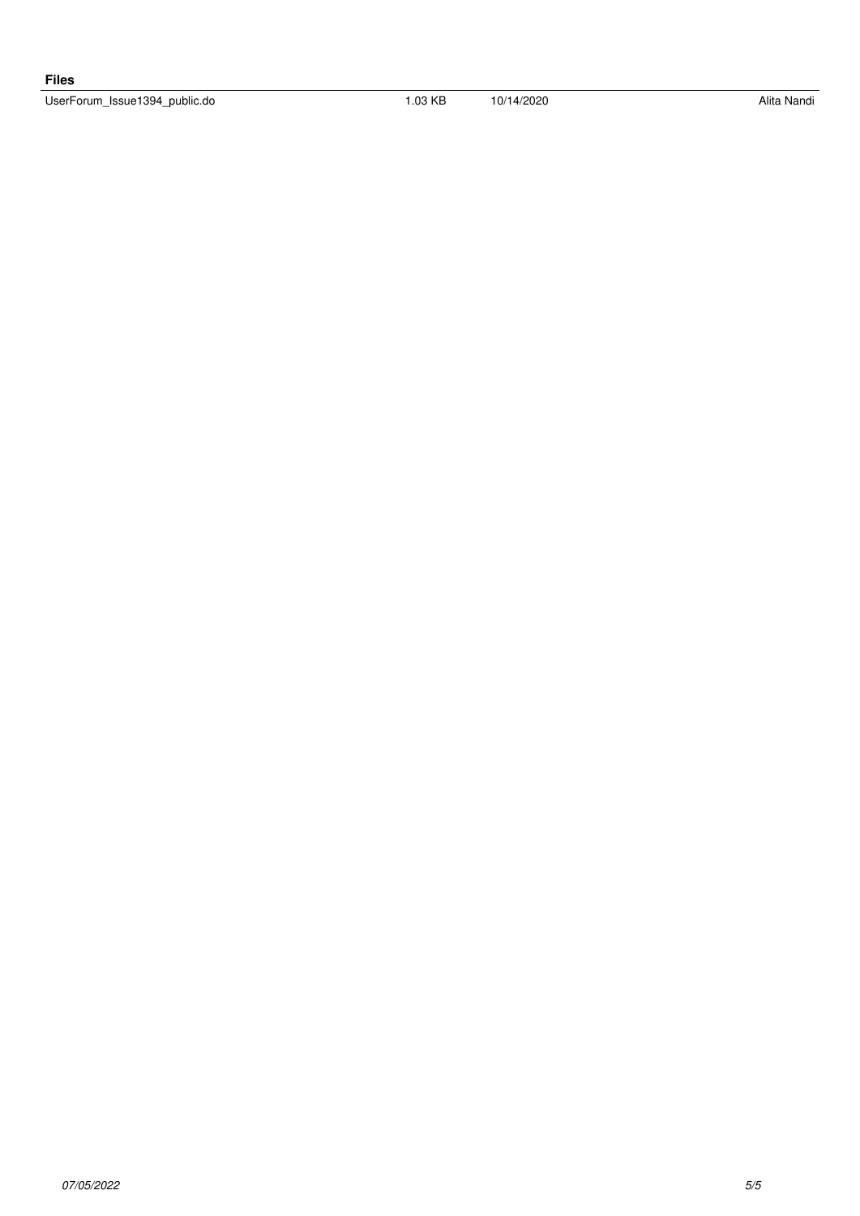**Files**

| | | | |
|---|---|---|---|
| UserForum_Issue1394_public.do | 1.03 KB | 10/14/2020 | Alita Nandi |